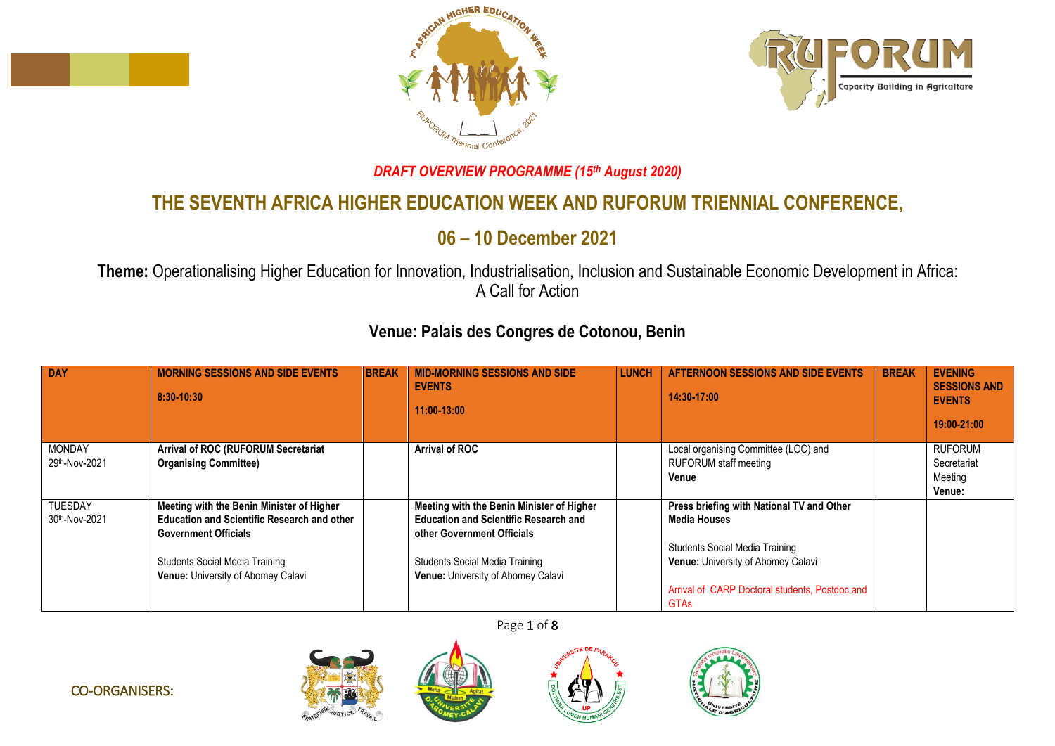*DRAFT OVERVIEW PROGRAMME (15th August 2020)*

# THE SEVENTH AFRICA HIGHER EDUCATION WEEK AND RUFORUM TRIENNIAL CONFERENCE,

## 06 – 10 December 2021

**Theme:** Operationalising Higher Education for Innovation, Industrialisation, Inclusion and Sustainable Economic Development in Africa: A Call for Action

### Venue: Palais des Congres de Cotonou, Benin

| DAY | MORNING SESSIONS AND SIDE EVENTS 8:30-10:30 | BREAK | MID-MORNING SESSIONS AND SIDE EVENTS 11:00-13:00 | LUNCH | AFTERNOON SESSIONS AND SIDE EVENTS 14:30-17:00 | BREAK | EVENING SESSIONS AND EVENTS 19:00-21:00 |
|---|---|---|---|---|---|---|---|
| MONDAY 29th-Nov-2021 | **Arrival of ROC (RUFORUM Secretariat Organising Committee)** | | **Arrival of ROC** | | Local organising Committee (LOC) and RUFORUM staff meeting **Venue** | | RUFORUM Secretariat Meeting **Venue:** |
| TUESDAY 30th-Nov-2021 | **Meeting with the Benin Minister of Higher Education and Scientific Research and other Government Officials** Students Social Media Training **Venue:** University of Abomey Calavi | | **Meeting with the Benin Minister of Higher Education and Scientific Research and other Government Officials** Students Social Media Training **Venue:** University of Abomey Calavi | | **Press briefing with National TV and Other Media Houses** Students Social Media Training **Venue:** University of Abomey Calavi Arrival of CARP Doctoral students, Postdoc and GTAs | | |

CO-ORGANISERS: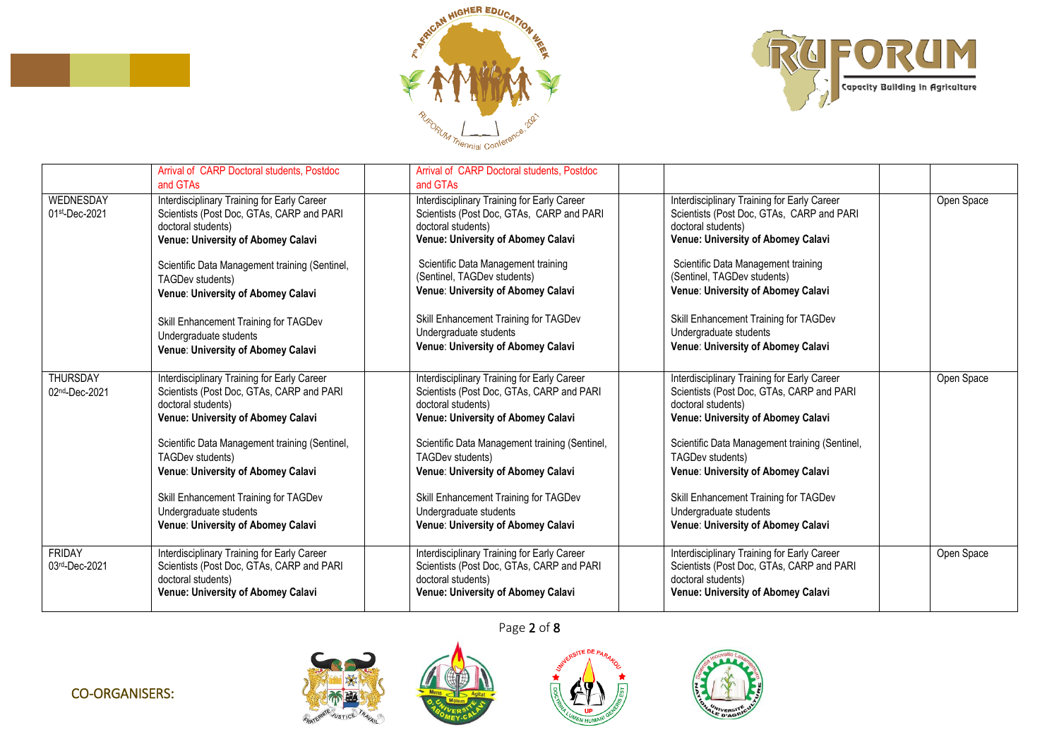| | | | | | | |
|---|---|---|---|---|---|---|
| | Arrival of CARP Doctoral students, Postdoc and GTAs | | Arrival of CARP Doctoral students, Postdoc and GTAs | | | | |
| WEDNESDAY 01st-Dec-2021 | Interdisciplinary Training for Early Career Scientists (Post Doc, GTAs, CARP and PARI doctoral students) **Venue: University of Abomey Calavi**<br><br>Scientific Data Management training (Sentinel, TAGDev students) **Venue: University of Abomey Calavi**<br><br>Skill Enhancement Training for TAGDev Undergraduate students **Venue: University of Abomey Calavi** | | Interdisciplinary Training for Early Career Scientists (Post Doc, GTAs, CARP and PARI doctoral students) **Venue: University of Abomey Calavi**<br><br>Scientific Data Management training (Sentinel, TAGDev students) **Venue: University of Abomey Calavi**<br><br>Skill Enhancement Training for TAGDev Undergraduate students **Venue: University of Abomey Calavi** | | Interdisciplinary Training for Early Career Scientists (Post Doc, GTAs, CARP and PARI doctoral students) **Venue: University of Abomey Calavi**<br><br>Scientific Data Management training (Sentinel, TAGDev students) **Venue: University of Abomey Calavi**<br><br>Skill Enhancement Training for TAGDev Undergraduate students **Venue: University of Abomey Calavi** | | Open Space |
| THURSDAY 02nd-Dec-2021 | Interdisciplinary Training for Early Career Scientists (Post Doc, GTAs, CARP and PARI doctoral students) **Venue: University of Abomey Calavi**<br><br>Scientific Data Management training (Sentinel, TAGDev students) **Venue: University of Abomey Calavi**<br><br>Skill Enhancement Training for TAGDev Undergraduate students **Venue: University of Abomey Calavi** | | Interdisciplinary Training for Early Career Scientists (Post Doc, GTAs, CARP and PARI doctoral students) **Venue: University of Abomey Calavi**<br><br>Scientific Data Management training (Sentinel, TAGDev students) **Venue: University of Abomey Calavi**<br><br>Skill Enhancement Training for TAGDev Undergraduate students **Venue: University of Abomey Calavi** | | Interdisciplinary Training for Early Career Scientists (Post Doc, GTAs, CARP and PARI doctoral students) **Venue: University of Abomey Calavi**<br><br>Scientific Data Management training (Sentinel, TAGDev students) **Venue: University of Abomey Calavi**<br><br>Skill Enhancement Training for TAGDev Undergraduate students **Venue: University of Abomey Calavi** | | Open Space |
| FRIDAY 03rd-Dec-2021 | Interdisciplinary Training for Early Career Scientists (Post Doc, GTAs, CARP and PARI doctoral students) **Venue: University of Abomey Calavi** | | Interdisciplinary Training for Early Career Scientists (Post Doc, GTAs, CARP and PARI doctoral students) **Venue: University of Abomey Calavi** | | Interdisciplinary Training for Early Career Scientists (Post Doc, GTAs, CARP and PARI doctoral students) **Venue: University of Abomey Calavi** | | Open Space |

CO-ORGANISERS: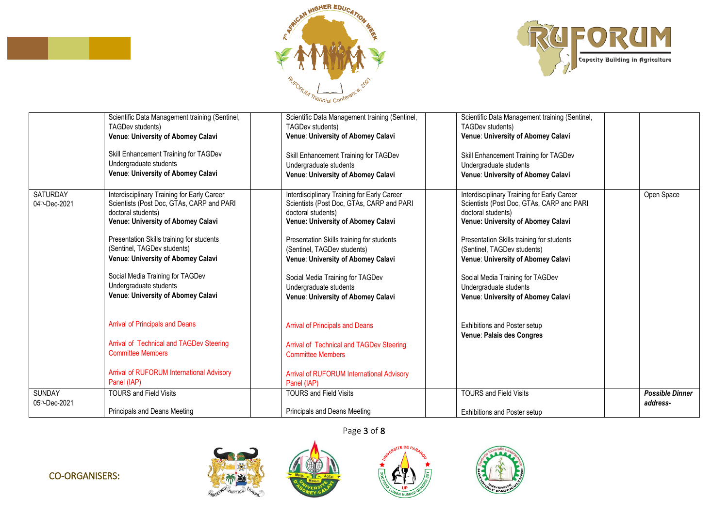| | | | | | | |
|---|---|---|---|---|---|---|
| | Scientific Data Management training (Sentinel, TAGDev students)<br>**Venue: University of Abomey Calavi**<br><br>Skill Enhancement Training for TAGDev Undergraduate students<br>**Venue: University of Abomey Calavi** | | Scientific Data Management training (Sentinel, TAGDev students)<br>**Venue: University of Abomey Calavi**<br><br>Skill Enhancement Training for TAGDev Undergraduate students<br>**Venue: University of Abomey Calavi** | | Scientific Data Management training (Sentinel, TAGDev students)<br>**Venue: University of Abomey Calavi**<br><br>Skill Enhancement Training for TAGDev Undergraduate students<br>**Venue: University of Abomey Calavi** | | |
| SATURDAY<br>04th-Dec-2021 | Interdisciplinary Training for Early Career Scientists (Post Doc, GTAs, CARP and PARI doctoral students)<br>**Venue: University of Abomey Calavi**<br><br>Presentation Skills training for students (Sentinel, TAGDev students)<br>**Venue: University of Abomey Calavi**<br><br>Social Media Training for TAGDev Undergraduate students<br>**Venue: University of Abomey Calavi**<br><br>Arrival of Principals and Deans<br><br>Arrival of Technical and TAGDev Steering Committee Members<br><br>Arrival of RUFORUM International Advisory Panel (IAP) | | Interdisciplinary Training for Early Career Scientists (Post Doc, GTAs, CARP and PARI doctoral students)<br>**Venue: University of Abomey Calavi**<br><br>Presentation Skills training for students (Sentinel, TAGDev students)<br>**Venue: University of Abomey Calavi**<br><br>Social Media Training for TAGDev Undergraduate students<br>**Venue: University of Abomey Calavi**<br><br>Arrival of Principals and Deans<br><br>Arrival of Technical and TAGDev Steering Committee Members<br><br>Arrival of RUFORUM International Advisory Panel (IAP) | | Interdisciplinary Training for Early Career Scientists (Post Doc, GTAs, CARP and PARI doctoral students)<br>**Venue: University of Abomey Calavi**<br><br>Presentation Skills training for students (Sentinel, TAGDev students)<br>**Venue: University of Abomey Calavi**<br><br>Social Media Training for TAGDev Undergraduate students<br>**Venue: University of Abomey Calavi**<br><br>Exhibitions and Poster setup<br>**Venue: Palais des Congres** | | Open Space |
| SUNDAY<br>05th-Dec-2021 | TOURS and Field Visits<br><br>Principals and Deans Meeting | | TOURS and Field Visits<br><br>Principals and Deans Meeting | | TOURS and Field Visits<br><br>Exhibitions and Poster setup | | ***Possible Dinner address-*** |

CO-ORGANISERS: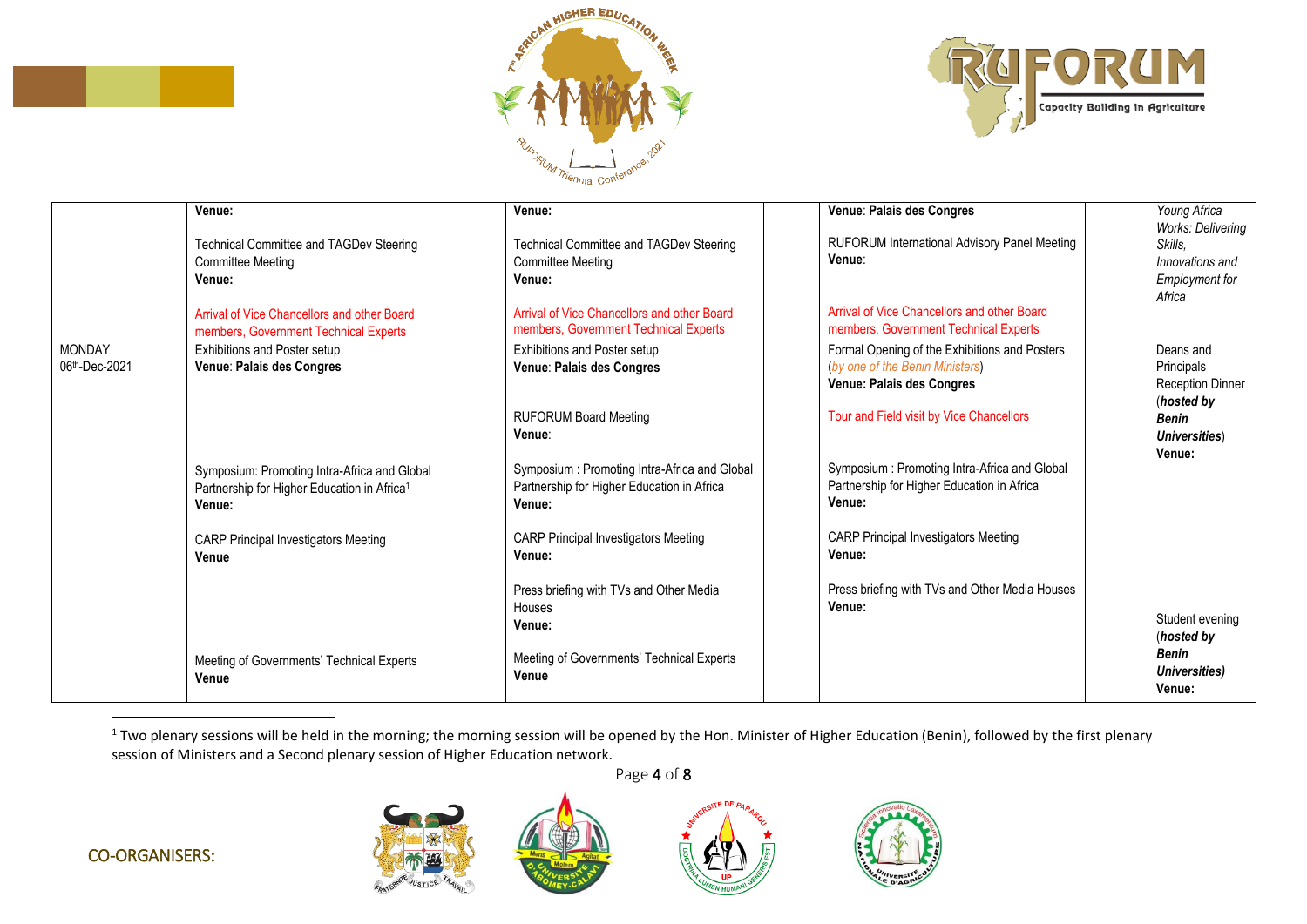| | | | | | | |
|---|---|---|---|---|---|---|
| | **Venue:**<br><br>Technical Committee and TAGDev Steering Committee Meeting<br>**Venue:**<br><br>Arrival of Vice Chancellors and other Board members, Government Technical Experts | | **Venue:**<br><br>Technical Committee and TAGDev Steering Committee Meeting<br>**Venue:**<br><br>Arrival of Vice Chancellors and other Board members, Government Technical Experts | | **Venue: Palais des Congres**<br><br>RUFORUM International Advisory Panel Meeting<br>**Venue:**<br><br>Arrival of Vice Chancellors and other Board members, Government Technical Experts | | *Young Africa Works: Delivering Skills, Innovations and Employment for Africa* |
| MONDAY<br>06th-Dec-2021 | Exhibitions and Poster setup<br>**Venue: Palais des Congres**<br><br>Symposium: Promoting Intra-Africa and Global Partnership for Higher Education in Africa[1]<br>**Venue:**<br><br>CARP Principal Investigators Meeting<br>**Venue**<br><br>Meeting of Governments' Technical Experts<br>**Venue** | | Exhibitions and Poster setup<br>**Venue: Palais des Congres**<br><br>RUFORUM Board Meeting<br>**Venue:**<br><br>Symposium : Promoting Intra-Africa and Global Partnership for Higher Education in Africa<br>**Venue:**<br><br>CARP Principal Investigators Meeting<br>**Venue:**<br><br>Press briefing with TVs and Other Media Houses<br>**Venue:**<br><br>Meeting of Governments' Technical Experts<br>**Venue** | | Formal Opening of the Exhibitions and Posters (*by one of the Benin Ministers*)<br>**Venue: Palais des Congres**<br><br>Tour and Field visit by Vice Chancellors<br><br>Symposium : Promoting Intra-Africa and Global Partnership for Higher Education in Africa<br>**Venue:**<br><br>CARP Principal Investigators Meeting<br>**Venue:**<br><br>Press briefing with TVs and Other Media Houses<br>**Venue:** | | Deans and Principals Reception Dinner (***hosted by Benin Universities***)<br>**Venue:**<br><br>Student evening (***hosted by Benin Universities)***<br>**Venue:** |

[1] Two plenary sessions will be held in the morning; the morning session will be opened by the Hon. Minister of Higher Education (Benin), followed by the first plenary session of Ministers and a Second plenary session of Higher Education network.

CO-ORGANISERS: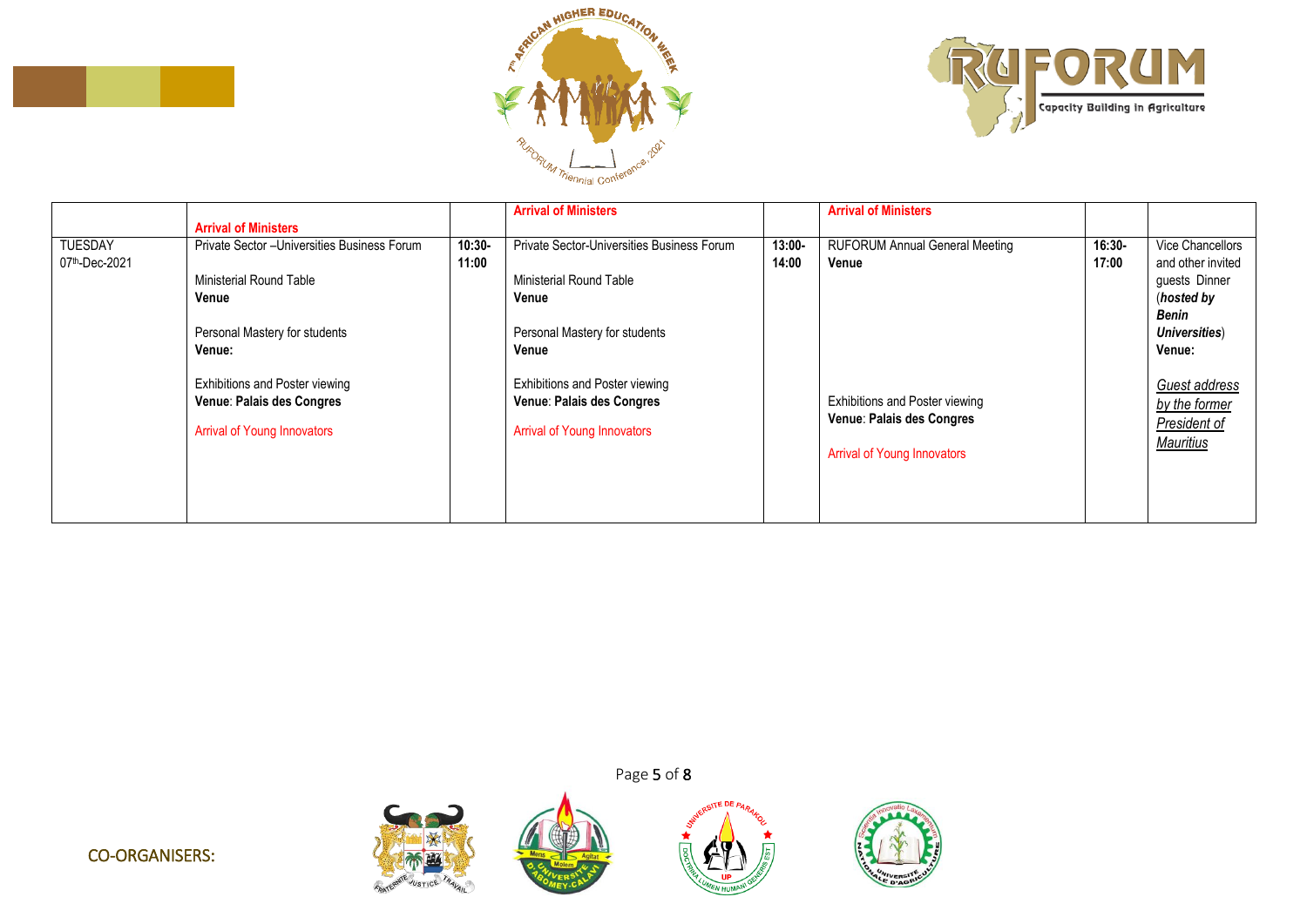| | Arrival of Ministers | | Arrival of Ministers | | Arrival of Ministers | | |
|---|---|---|---|---|---|---|---|
| TUESDAY 07th-Dec-2021 | Private Sector –Universities Business Forum<br><br>Ministerial Round Table<br>**Venue**<br><br>Personal Mastery for students<br>**Venue:**<br><br>Exhibitions and Poster viewing<br>**Venue**: **Palais des Congres**<br><br>Arrival of Young Innovators | **10:30-11:00** | Private Sector-Universities Business Forum<br><br>Ministerial Round Table<br>**Venue**<br><br>Personal Mastery for students<br>**Venue**<br><br>Exhibitions and Poster viewing<br>**Venue**: **Palais des Congres**<br><br>Arrival of Young Innovators | **13:00-14:00** | RUFORUM Annual General Meeting<br>**Venue**<br><br>Exhibitions and Poster viewing<br>**Venue**: **Palais des Congres**<br><br>Arrival of Young Innovators | **16:30-17:00** | Vice Chancellors and other invited guests Dinner (***hosted by Benin Universities***)<br>**Venue:**<br><br>*Guest address by the former President of Mauritius* |

CO-ORGANISERS: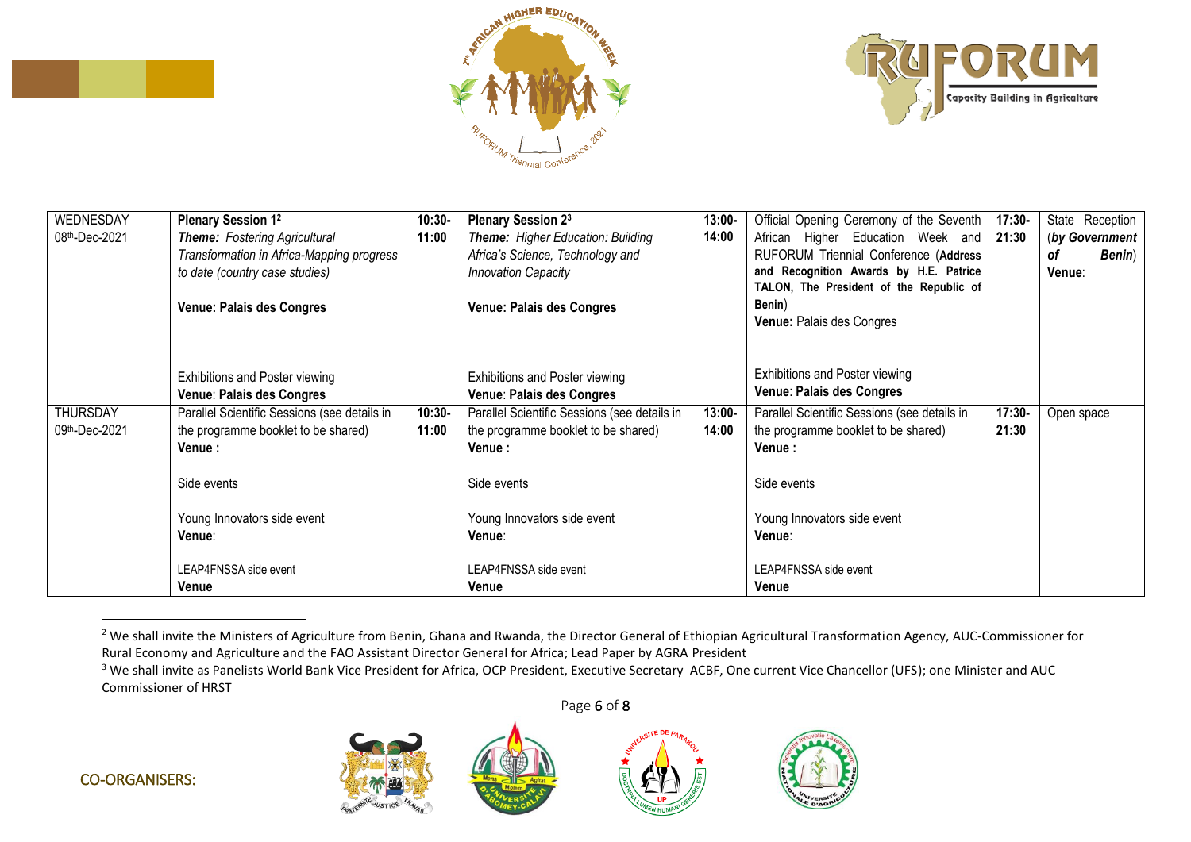| WEDNESDAY 08th-Dec-2021 | **Plenary Session 1**[2] ***Theme:*** *Fostering Agricultural Transformation in Africa-Mapping progress to date (country case studies)* **Venue: Palais des Congres** Exhibitions and Poster viewing **Venue**: **Palais des Congres** | **10:30-11:00** | **Plenary Session 2**[3] ***Theme:*** *Higher Education: Building Africa's Science, Technology and Innovation Capacity* **Venue: Palais des Congres** Exhibitions and Poster viewing **Venue**: **Palais des Congres** | **13:00-14:00** | Official Opening Ceremony of the Seventh African Higher Education Week and RUFORUM Triennial Conference (**Address and Recognition Awards by H.E. Patrice TALON, The President of the Republic of Benin**) **Venue:** Palais des Congres Exhibitions and Poster viewing **Venue**: **Palais des Congres** | **17:30-21:30** | State Reception (***by Government of Benin***) **Venue**: |
|---|---|---|---|---|---|---|---|
| THURSDAY 09th-Dec-2021 | Parallel Scientific Sessions (see details in the programme booklet to be shared) **Venue :** Side events Young Innovators side event **Venue**: LEAP4FNSSA side event **Venue** | **10:30-11:00** | Parallel Scientific Sessions (see details in the programme booklet to be shared) **Venue :** Side events Young Innovators side event **Venue**: LEAP4FNSSA side event **Venue** | **13:00-14:00** | Parallel Scientific Sessions (see details in the programme booklet to be shared) **Venue :** Side events Young Innovators side event **Venue**: LEAP4FNSSA side event **Venue** | **17:30-21:30** | Open space |

[2] We shall invite the Ministers of Agriculture from Benin, Ghana and Rwanda, the Director General of Ethiopian Agricultural Transformation Agency, AUC-Commissioner for Rural Economy and Agriculture and the FAO Assistant Director General for Africa; Lead Paper by AGRA President

[3] We shall invite as Panelists World Bank Vice President for Africa, OCP President, Executive Secretary ACBF, One current Vice Chancellor (UFS); one Minister and AUC Commissioner of HRST

CO-ORGANISERS: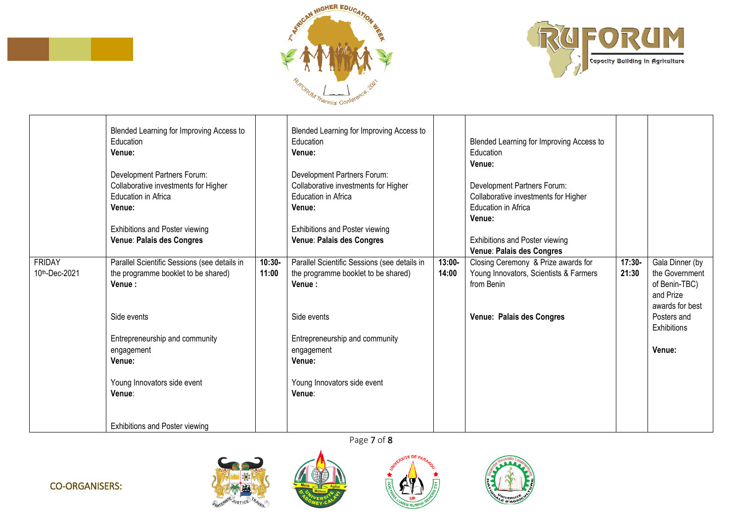| | | | | | | | |
|---|---|---|---|---|---|---|---|
| | Blended Learning for Improving Access to Education<br>**Venue:**<br><br>Development Partners Forum: Collaborative investments for Higher Education in Africa<br>**Venue:**<br><br>Exhibitions and Poster viewing<br>**Venue**: **Palais des Congres** | | Blended Learning for Improving Access to Education<br>**Venue:**<br><br>Development Partners Forum: Collaborative investments for Higher Education in Africa<br>**Venue:**<br><br>Exhibitions and Poster viewing<br>**Venue**: **Palais des Congres** | | Blended Learning for Improving Access to Education<br>**Venue:**<br><br>Development Partners Forum: Collaborative investments for Higher Education in Africa<br>**Venue:**<br><br>Exhibitions and Poster viewing<br>**Venue**: **Palais des Congres** | | |
| FRIDAY<br>10th-Dec-2021 | Parallel Scientific Sessions (see details in the programme booklet to be shared)<br>**Venue :**<br><br>Side events<br><br>Entrepreneurship and community engagement<br>**Venue:**<br><br>Young Innovators side event<br>**Venue**:<br><br>Exhibitions and Poster viewing | **10:30-11:00** | Parallel Scientific Sessions (see details in the programme booklet to be shared)<br>**Venue :**<br><br>Side events<br><br>Entrepreneurship and community engagement<br>**Venue:**<br><br>Young Innovators side event<br>**Venue**: | **13:00-14:00** | Closing Ceremony & Prize awards for Young Innovators, Scientists & Farmers from Benin<br><br>**Venue: Palais des Congres** | **17:30-21:30** | Gala Dinner (by the Government of Benin-TBC) and Prize awards for best Posters and Exhibitions<br><br>**Venue:** |

CO-ORGANISERS: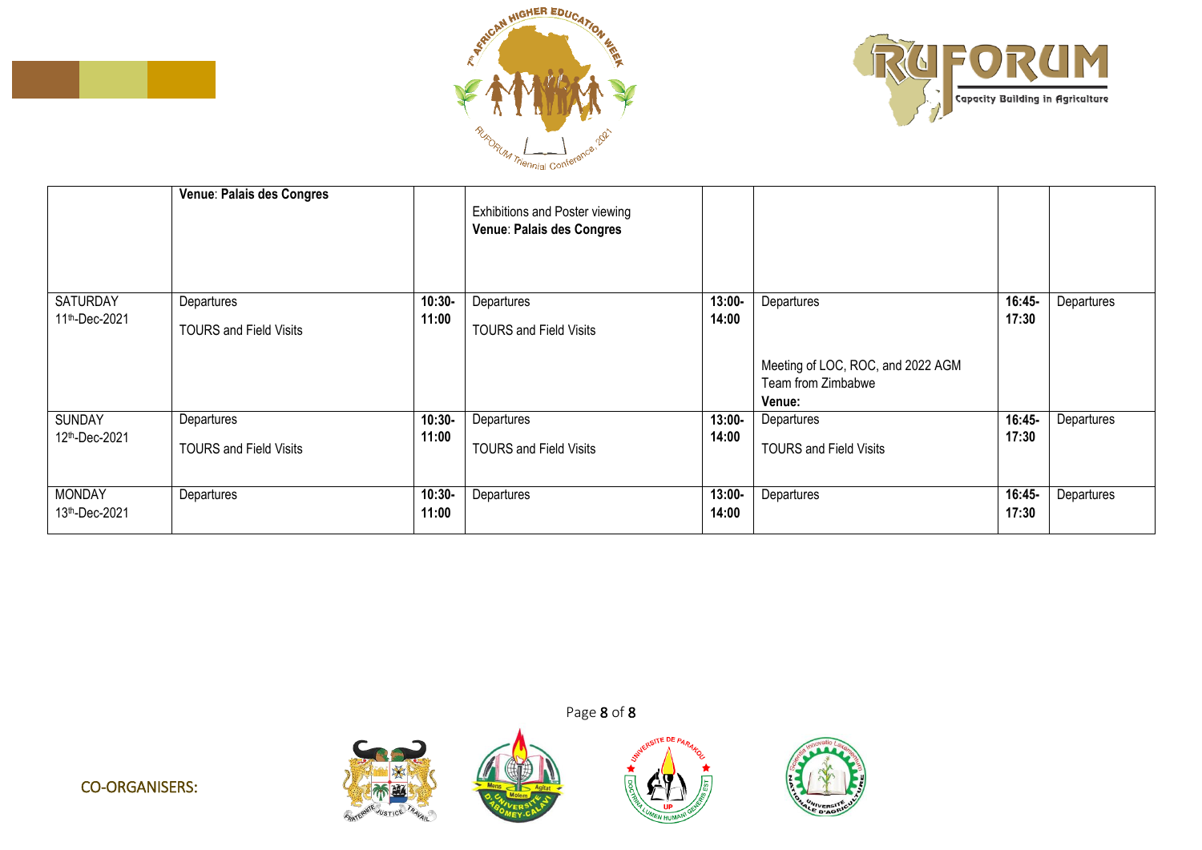| | | | | | | | |
|---|---|---|---|---|---|---|---|
| | **Venue**: **Palais des Congres** | | Exhibitions and Poster viewing<br>**Venue**: **Palais des Congres** | | | | |
| SATURDAY<br>11th-Dec-2021 | Departures<br><br>TOURS and Field Visits | **10:30-11:00** | Departures<br><br>TOURS and Field Visits | **13:00-14:00** | Departures<br><br>Meeting of LOC, ROC, and 2022 AGM Team from Zimbabwe<br>**Venue:** | **16:45-17:30** | Departures |
| SUNDAY<br>12th-Dec-2021 | Departures<br><br>TOURS and Field Visits | **10:30-11:00** | Departures<br><br>TOURS and Field Visits | **13:00-14:00** | Departures<br><br>TOURS and Field Visits | **16:45-17:30** | Departures |
| MONDAY<br>13th-Dec-2021 | Departures | **10:30-11:00** | Departures | **13:00-14:00** | Departures | **16:45-17:30** | Departures |

CO-ORGANISERS: